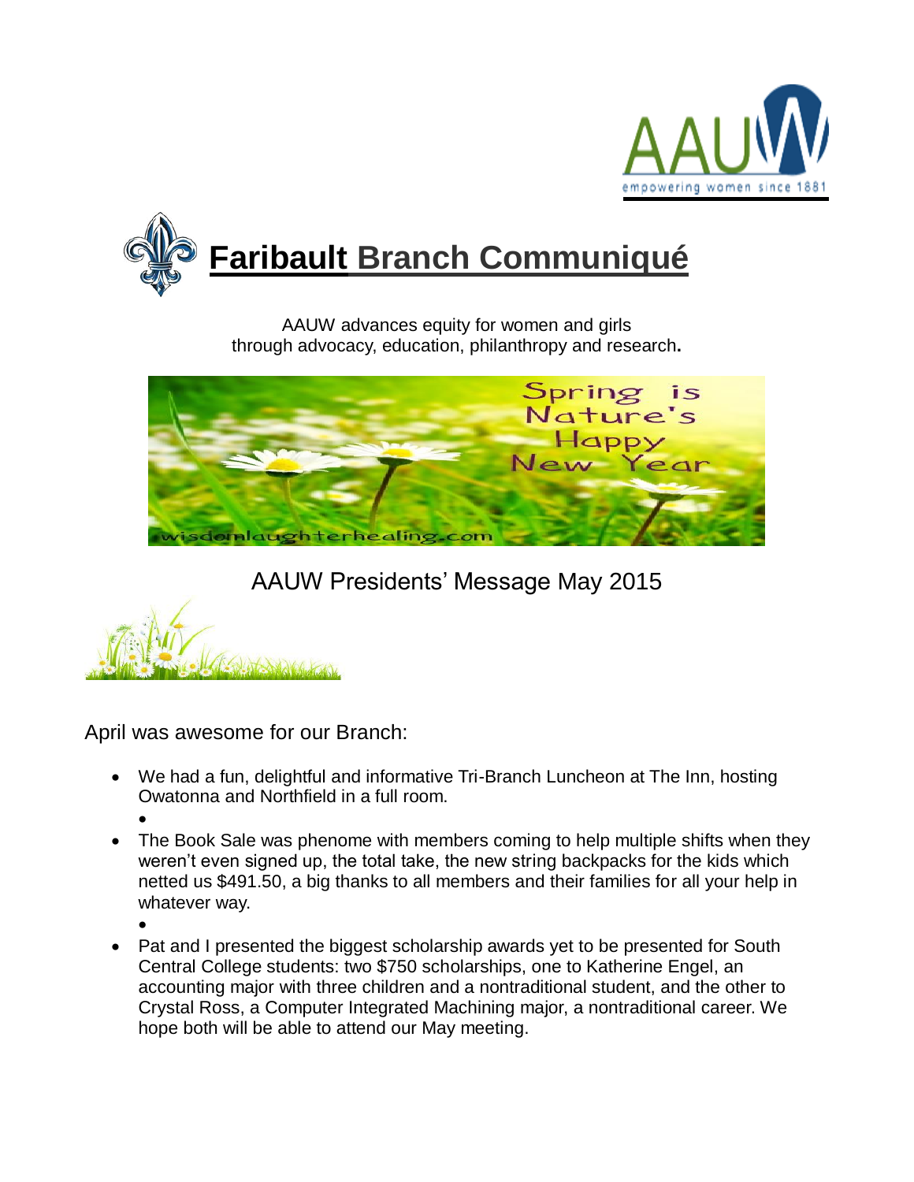# Faribault Branch Communiqué

AAUW advances equity for women and girls
through advocacy, education, philanthropy and research.

## AAUW Presidents' Message May 2015

April was awesome for our Branch:

- We had a fun, delightful and informative Tri-Branch Luncheon at The Inn, hosting Owatonna and Northfield in a full room.
- The Book Sale was phenome with members coming to help multiple shifts when they weren't even signed up, the total take, the new string backpacks for the kids which netted us $491.50, a big thanks to all members and their families for all your help in whatever way.
- Pat and I presented the biggest scholarship awards yet to be presented for South Central College students: two $750 scholarships, one to Katherine Engel, an accounting major with three children and a nontraditional student, and the other to Crystal Ross, a Computer Integrated Machining major, a nontraditional career. We hope both will be able to attend our May meeting.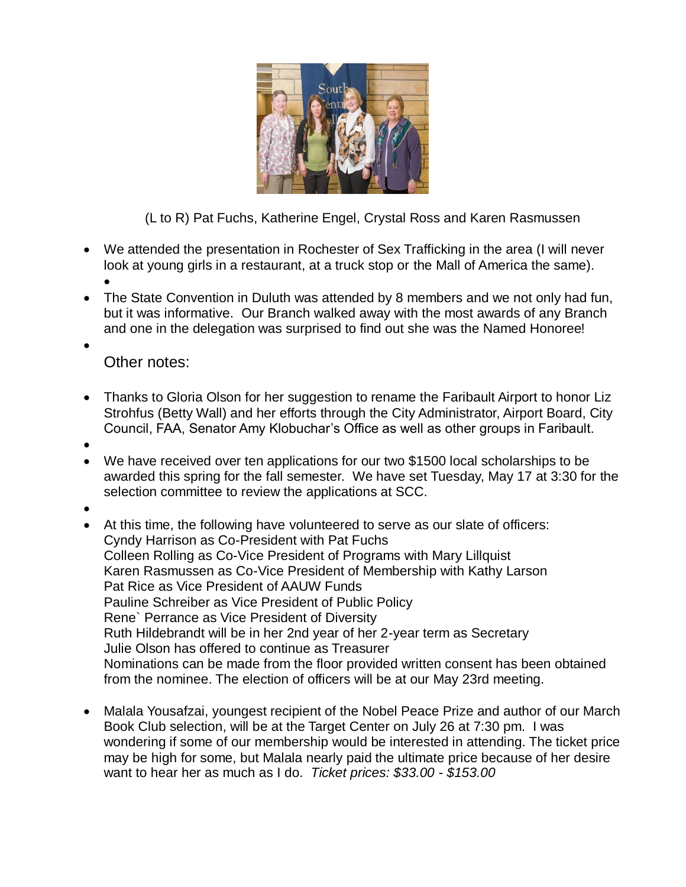(L to R) Pat Fuchs, Katherine Engel, Crystal Ross and Karen Rasmussen

- We attended the presentation in Rochester of Sex Trafficking in the area (I will never look at young girls in a restaurant, at a truck stop or the Mall of America the same).
- The State Convention in Duluth was attended by 8 members and we not only had fun, but it was informative. Our Branch walked away with the most awards of any Branch and one in the delegation was surprised to find out she was the Named Honoree!

Other notes:

- Thanks to Gloria Olson for her suggestion to rename the Faribault Airport to honor Liz Strohfus (Betty Wall) and her efforts through the City Administrator, Airport Board, City Council, FAA, Senator Amy Klobuchar's Office as well as other groups in Faribault.
- We have received over ten applications for our two $1500 local scholarships to be awarded this spring for the fall semester. We have set Tuesday, May 17 at 3:30 for the selection committee to review the applications at SCC.
- At this time, the following have volunteered to serve as our slate of officers:
  Cyndy Harrison as Co-President with Pat Fuchs
  Colleen Rolling as Co-Vice President of Programs with Mary Lillquist
  Karen Rasmussen as Co-Vice President of Membership with Kathy Larson
  Pat Rice as Vice President of AAUW Funds
  Pauline Schreiber as Vice President of Public Policy
  Rene` Perrance as Vice President of Diversity
  Ruth Hildebrandt will be in her 2nd year of her 2-year term as Secretary
  Julie Olson has offered to continue as Treasurer
  Nominations can be made from the floor provided written consent has been obtained from the nominee. The election of officers will be at our May 23rd meeting.
- Malala Yousafzai, youngest recipient of the Nobel Peace Prize and author of our March Book Club selection, will be at the Target Center on July 26 at 7:30 pm. I was wondering if some of our membership would be interested in attending. The ticket price may be high for some, but Malala nearly paid the ultimate price because of her desire want to hear her as much as I do. *Ticket prices: $33.00 - $153.00*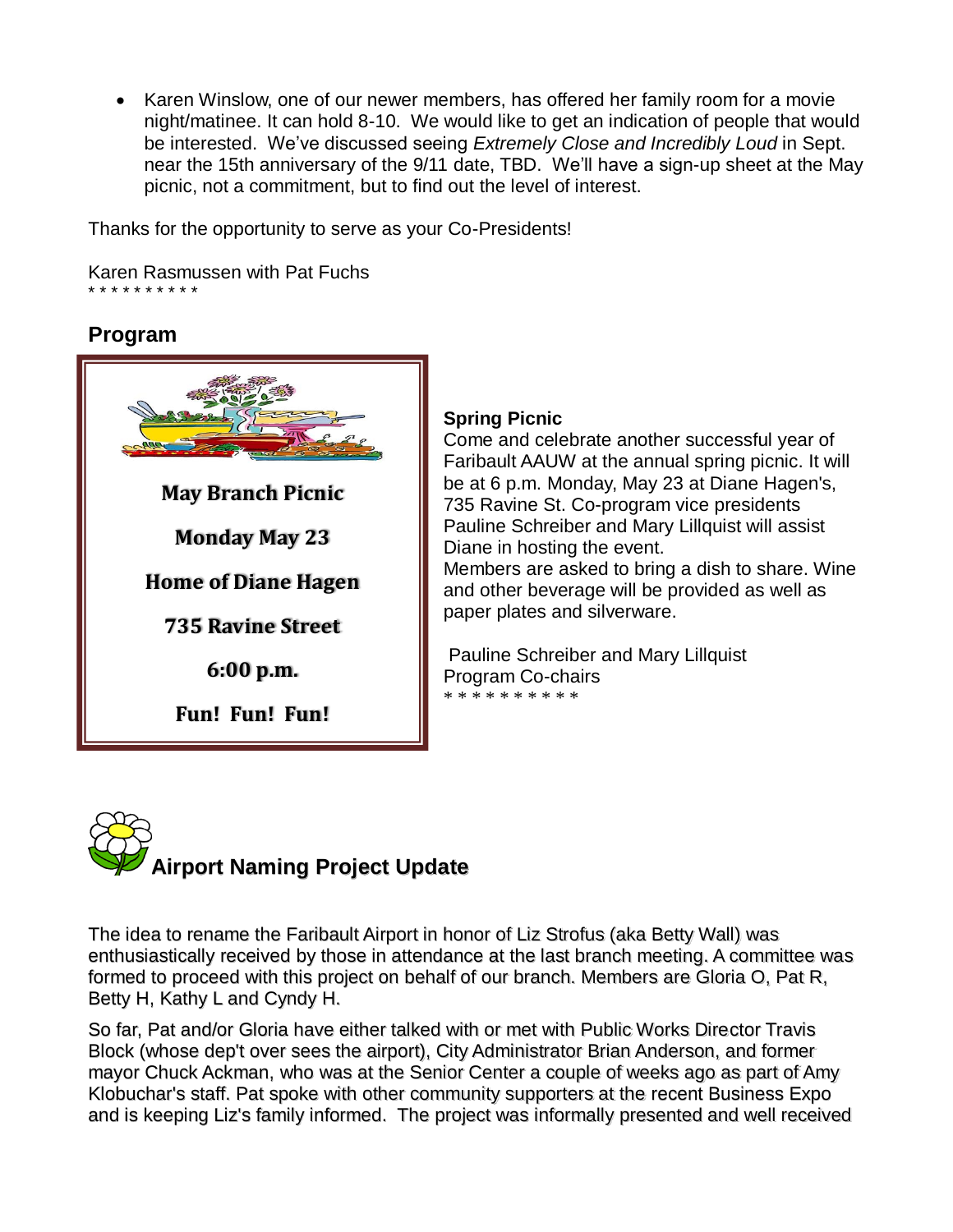- Karen Winslow, one of our newer members, has offered her family room for a movie night/matinee. It can hold 8-10. We would like to get an indication of people that would be interested. We've discussed seeing *Extremely Close and Incredibly Loud* in Sept. near the 15th anniversary of the 9/11 date, TBD. We'll have a sign-up sheet at the May picnic, not a commitment, but to find out the level of interest.

Thanks for the opportunity to serve as your Co-Presidents!

Karen Rasmussen with Pat Fuchs

* * * * * * * * * *

## Program

**May Branch Picnic**

**Monday May 23**

**Home of Diane Hagen**

**735 Ravine Street**

**6:00 p.m.**

**Fun! Fun! Fun!**

**Spring Picnic**

Come and celebrate another successful year of Faribault AAUW at the annual spring picnic. It will be at 6 p.m. Monday, May 23 at Diane Hagen's, 735 Ravine St. Co-program vice presidents Pauline Schreiber and Mary Lillquist will assist Diane in hosting the event.

Members are asked to bring a dish to share. Wine and other beverage will be provided as well as paper plates and silverware.

Pauline Schreiber and Mary Lillquist
Program Co-chairs

* * * * * * * * * *

## Airport Naming Project Update

The idea to rename the Faribault Airport in honor of Liz Strofus (aka Betty Wall) was enthusiastically received by those in attendance at the last branch meeting. A committee was formed to proceed with this project on behalf of our branch. Members are Gloria O, Pat R, Betty H, Kathy L and Cyndy H.

So far, Pat and/or Gloria have either talked with or met with Public Works Director Travis Block (whose dep't over sees the airport), City Administrator Brian Anderson, and former mayor Chuck Ackman, who was at the Senior Center a couple of weeks ago as part of Amy Klobuchar's staff. Pat spoke with other community supporters at the recent Business Expo and is keeping Liz's family informed. The project was informally presented and well received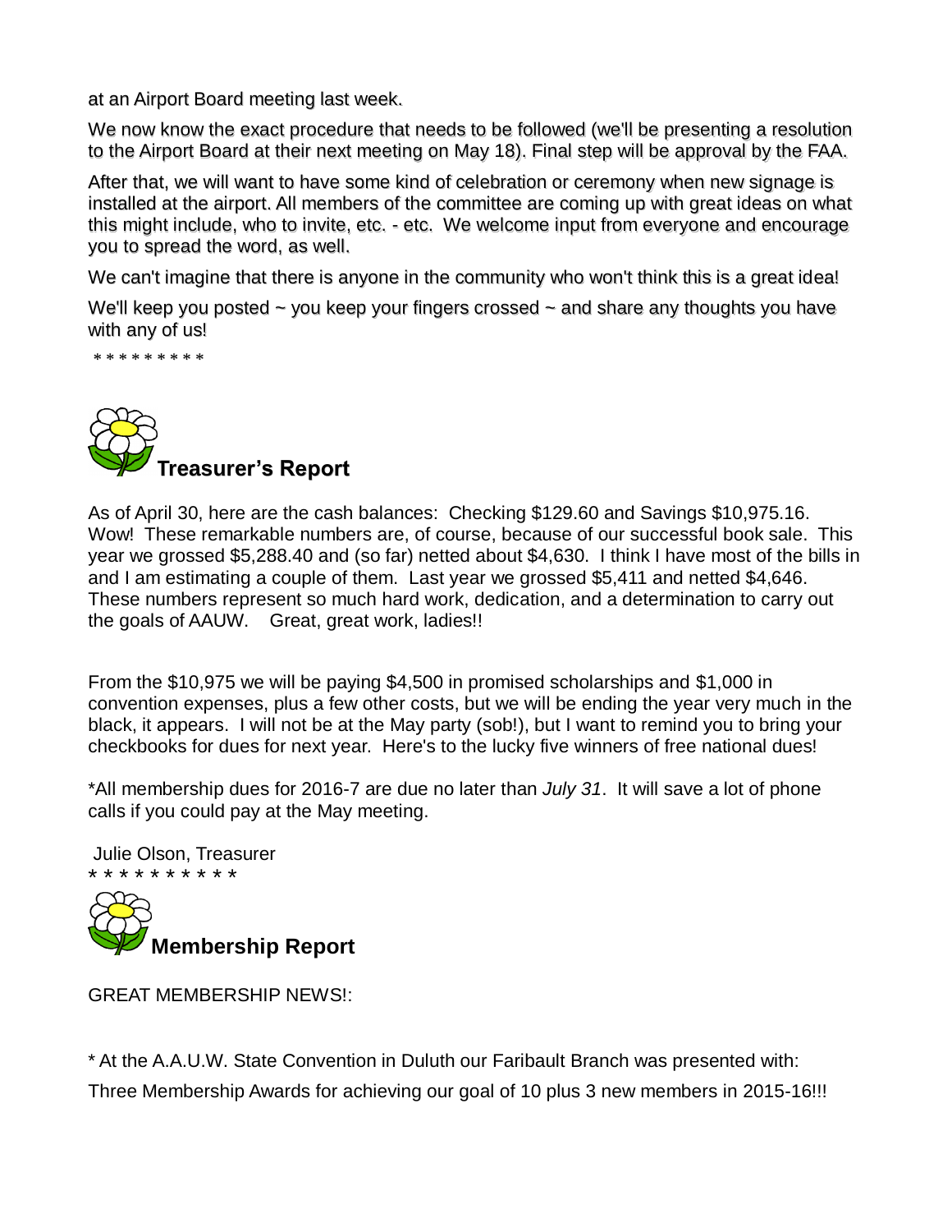at an Airport Board meeting last week.

We now know the exact procedure that needs to be followed (we'll be presenting a resolution to the Airport Board at their next meeting on May 18). Final step will be approval by the FAA.

After that, we will want to have some kind of celebration or ceremony when new signage is installed at the airport. All members of the committee are coming up with great ideas on what this might include, who to invite, etc. - etc. We welcome input from everyone and encourage you to spread the word, as well.

We can't imagine that there is anyone in the community who won't think this is a great idea!

We'll keep you posted ~ you keep your fingers crossed ~ and share any thoughts you have with any of us!

\* \* \* \* \* \* \* \* \*

## Treasurer's Report

As of April 30, here are the cash balances: Checking $129.60 and Savings $10,975.16. Wow! These remarkable numbers are, of course, because of our successful book sale. This year we grossed $5,288.40 and (so far) netted about $4,630. I think I have most of the bills in and I am estimating a couple of them. Last year we grossed $5,411 and netted $4,646. These numbers represent so much hard work, dedication, and a determination to carry out the goals of AAUW. Great, great work, ladies!!

From the $10,975 we will be paying $4,500 in promised scholarships and $1,000 in convention expenses, plus a few other costs, but we will be ending the year very much in the black, it appears. I will not be at the May party (sob!), but I want to remind you to bring your checkbooks for dues for next year. Here's to the lucky five winners of free national dues!

\*All membership dues for 2016-7 are due no later than *July 31*. It will save a lot of phone calls if you could pay at the May meeting.

Julie Olson, Treasurer

\* \* \* \* \* \* \* \* \* \*

## Membership Report

GREAT MEMBERSHIP NEWS!:

\* At the A.A.U.W. State Convention in Duluth our Faribault Branch was presented with:

Three Membership Awards for achieving our goal of 10 plus 3 new members in 2015-16!!!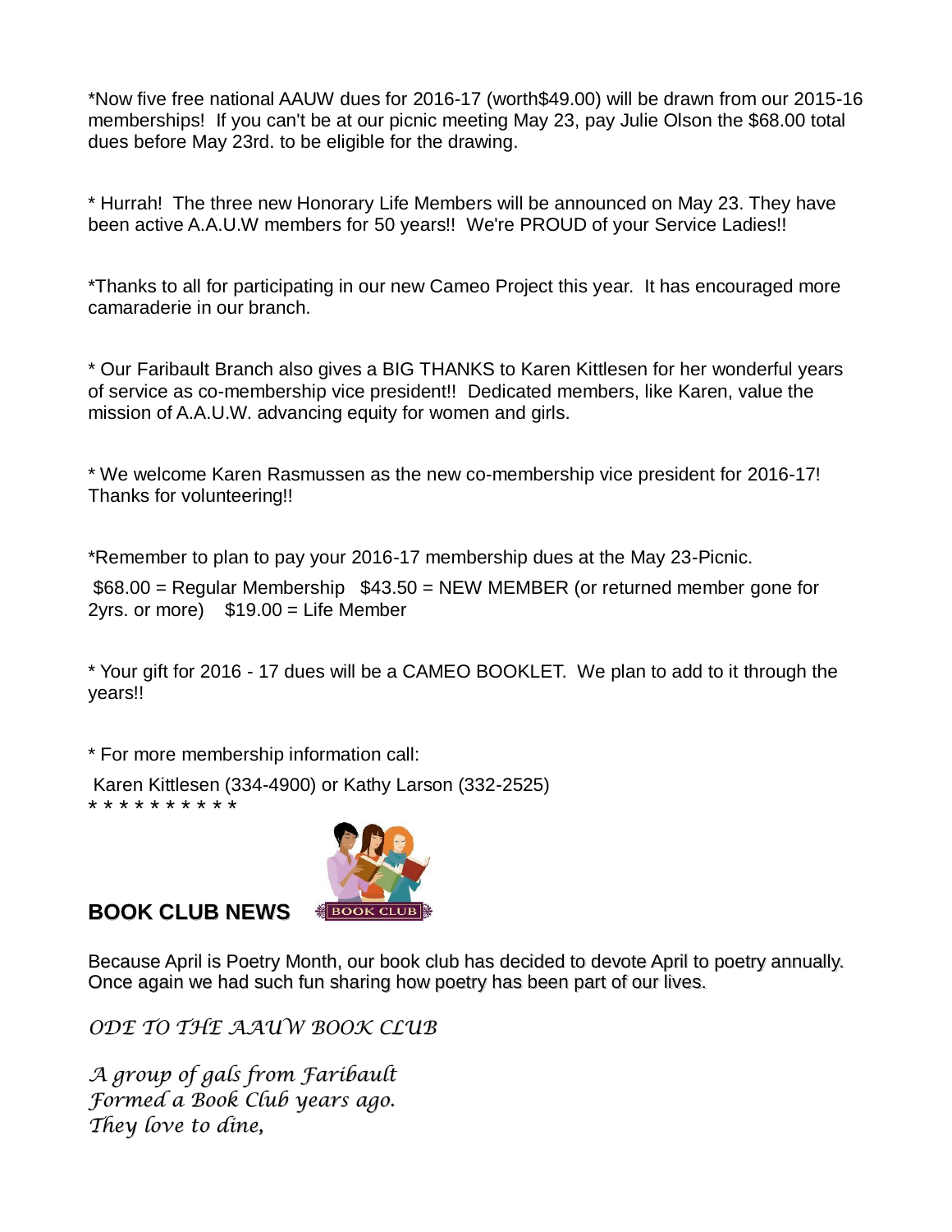*Now five free national AAUW dues for 2016-17 (worth$49.00) will be drawn from our 2015-16 memberships! If you can't be at our picnic meeting May 23, pay Julie Olson the $68.00 total dues before May 23rd. to be eligible for the drawing.

* Hurrah! The three new Honorary Life Members will be announced on May 23. They have been active A.A.U.W members for 50 years!! We're PROUD of your Service Ladies!!

*Thanks to all for participating in our new Cameo Project this year. It has encouraged more camaraderie in our branch.

* Our Faribault Branch also gives a BIG THANKS to Karen Kittlesen for her wonderful years of service as co-membership vice president!! Dedicated members, like Karen, value the mission of A.A.U.W. advancing equity for women and girls.

* We welcome Karen Rasmussen as the new co-membership vice president for 2016-17! Thanks for volunteering!!

*Remember to plan to pay your 2016-17 membership dues at the May 23-Picnic.

$68.00 = Regular Membership   $43.50 = NEW MEMBER (or returned member gone for 2yrs. or more)   $19.00 = Life Member

* Your gift for 2016 - 17 dues will be a CAMEO BOOKLET. We plan to add to it through the years!!

* For more membership information call:

Karen Kittlesen (334-4900) or Kathy Larson (332-2525)

* * * * * * * * * *

## BOOK CLUB NEWS

Because April is Poetry Month, our book club has decided to devote April to poetry annually. Once again we had such fun sharing how poetry has been part of our lives.

*ODE TO THE AAUW BOOK CLUB*

*A group of gals from Faribault*
*Formed a Book Club years ago.*
*They love to dine,*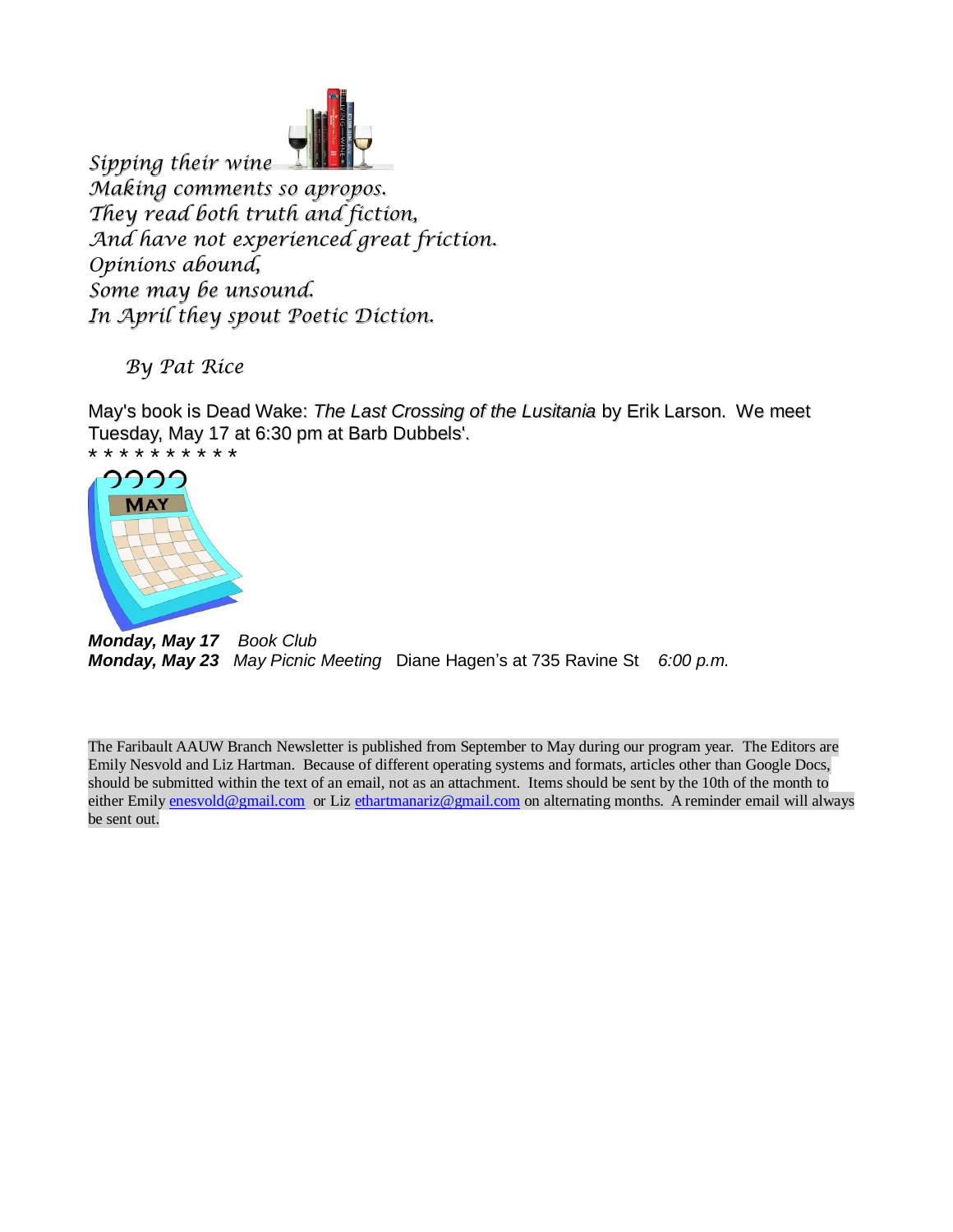*Sipping their wine*
*Making comments so apropos.*
*They read both truth and fiction,*
*And have not experienced great friction.*
*Opinions abound,*
*Some may be unsound.*
*In April they spout Poetic Diction.*

*By Pat Rice*

May's book is Dead Wake: *The Last Crossing of the Lusitania* by Erik Larson. We meet Tuesday, May 17 at 6:30 pm at Barb Dubbels'.

* * * * * * * * * *

***Monday, May 17*** *Book Club*
***Monday, May 23*** *May Picnic Meeting* Diane Hagen's at 735 Ravine St *6:00 p.m.*

The Faribault AAUW Branch Newsletter is published from September to May during our program year. The Editors are Emily Nesvold and Liz Hartman. Because of different operating systems and formats, articles other than Google Docs, should be submitted within the text of an email, not as an attachment. Items should be sent by the 10th of the month to either Emily enesvold@gmail.com or Liz ethartmanariz@gmail.com on alternating months. A reminder email will always be sent out.